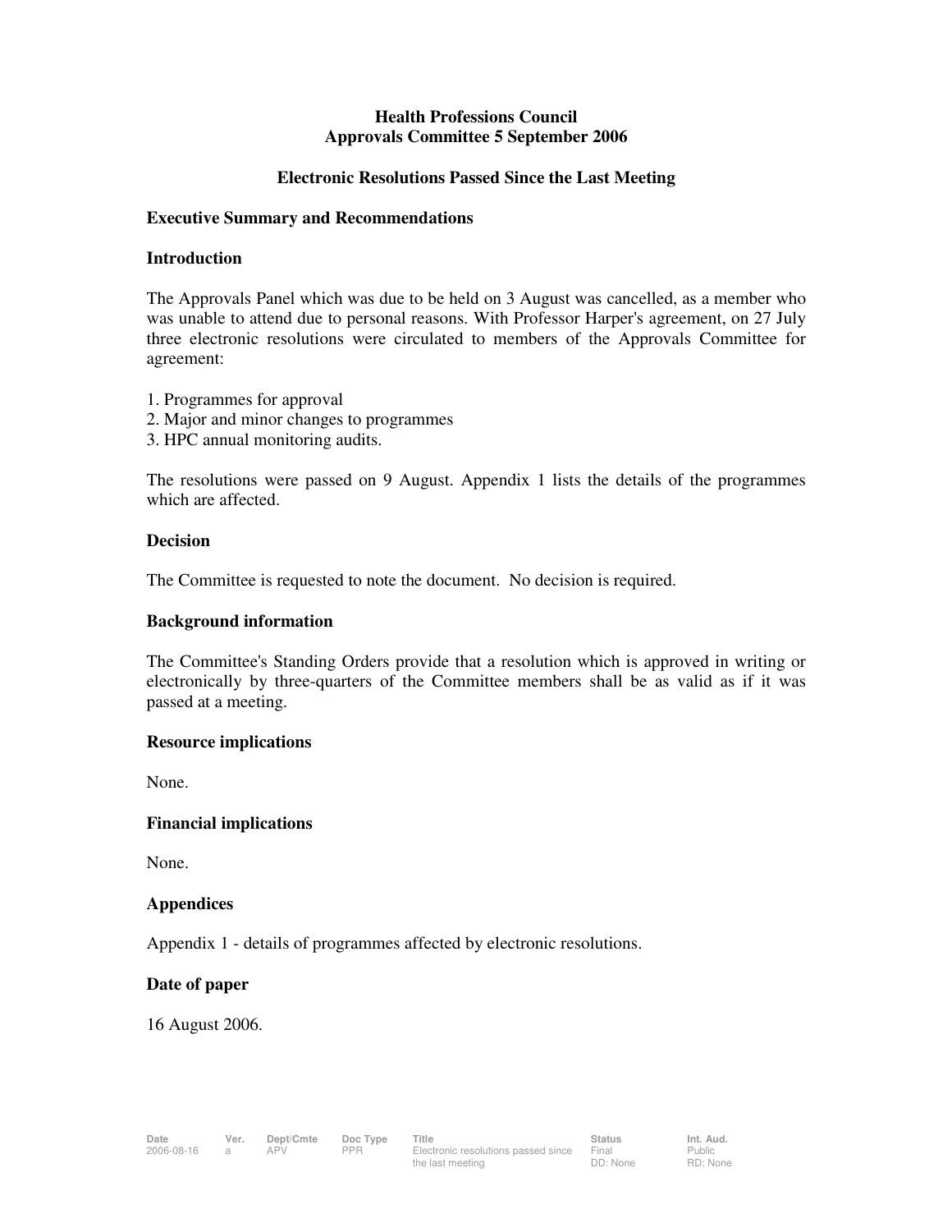# Health Professions Council
## Approvals Committee 5 September 2006

### Electronic Resolutions Passed Since the Last Meeting

**Executive Summary and Recommendations**

**Introduction**

The Approvals Panel which was due to be held on 3 August was cancelled, as a member who was unable to attend due to personal reasons. With Professor Harper's agreement, on 27 July three electronic resolutions were circulated to members of the Approvals Committee for agreement:

1. Programmes for approval
2. Major and minor changes to programmes
3. HPC annual monitoring audits.

The resolutions were passed on 9 August. Appendix 1 lists the details of the programmes which are affected.

**Decision**

The Committee is requested to note the document. No decision is required.

**Background information**

The Committee's Standing Orders provide that a resolution which is approved in writing or electronically by three-quarters of the Committee members shall be as valid as if it was passed at a meeting.

**Resource implications**

None.

**Financial implications**

None.

**Appendices**

Appendix 1 - details of programmes affected by electronic resolutions.

**Date of paper**

16 August 2006.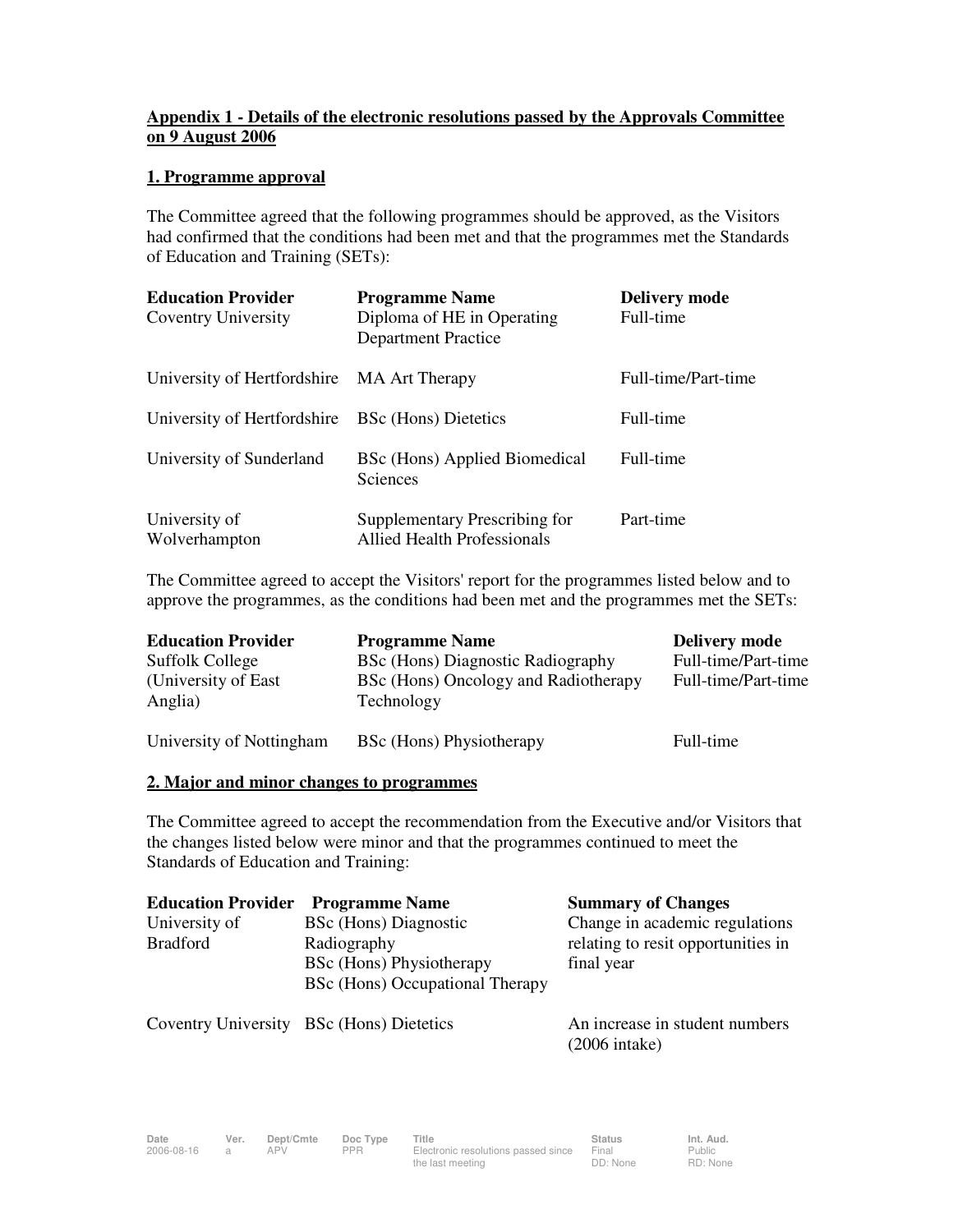## Appendix 1 - Details of the electronic resolutions passed by the Approvals Committee on 9 August 2006

### 1. Programme approval

The Committee agreed that the following programmes should be approved, as the Visitors had confirmed that the conditions had been met and that the programmes met the Standards of Education and Training (SETs):

| Education Provider | Programme Name | Delivery mode |
|---|---|---|
| Coventry University | Diploma of HE in Operating Department Practice | Full-time |
| University of Hertfordshire | MA Art Therapy | Full-time/Part-time |
| University of Hertfordshire | BSc (Hons) Dietetics | Full-time |
| University of Sunderland | BSc (Hons) Applied Biomedical Sciences | Full-time |
| University of Wolverhampton | Supplementary Prescribing for Allied Health Professionals | Part-time |

The Committee agreed to accept the Visitors' report for the programmes listed below and to approve the programmes, as the conditions had been met and the programmes met the SETs:

| Education Provider | Programme Name | Delivery mode |
|---|---|---|
| Suffolk College (University of East Anglia) | BSc (Hons) Diagnostic Radiography | Full-time/Part-time |
| | BSc (Hons) Oncology and Radiotherapy Technology | Full-time/Part-time |
| University of Nottingham | BSc (Hons) Physiotherapy | Full-time |

### 2. Major and minor changes to programmes

The Committee agreed to accept the recommendation from the Executive and/or Visitors that the changes listed below were minor and that the programmes continued to meet the Standards of Education and Training:

| Education Provider | Programme Name | Summary of Changes |
|---|---|---|
| University of Bradford | BSc (Hons) Diagnostic Radiography<br>BSc (Hons) Physiotherapy<br>BSc (Hons) Occupational Therapy | Change in academic regulations relating to resit opportunities in final year |
| Coventry University | BSc (Hons) Dietetics | An increase in student numbers (2006 intake) |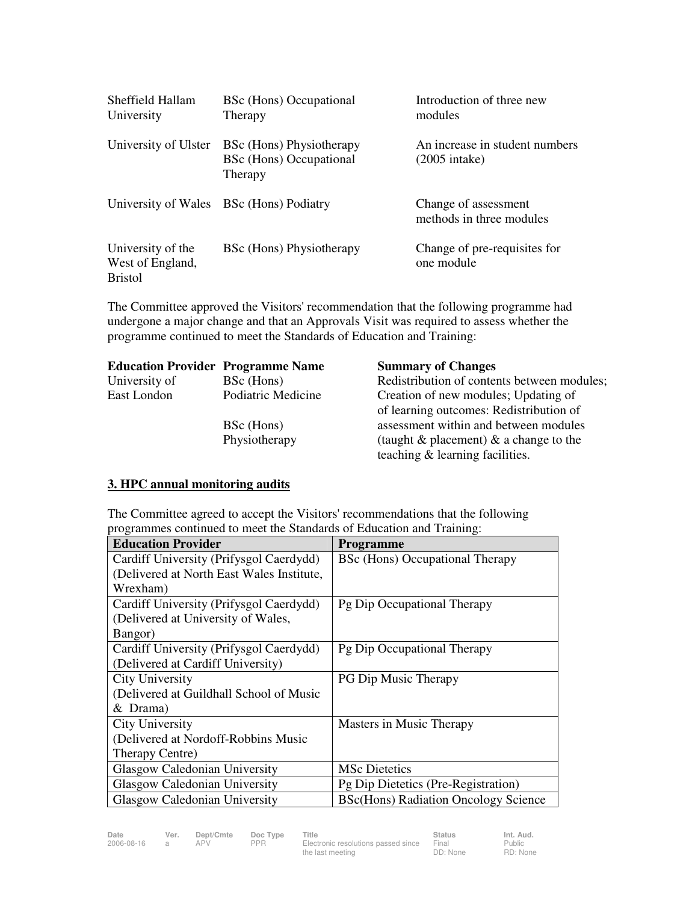| | | |
|---|---|---|
| Sheffield Hallam University | BSc (Hons) Occupational Therapy | Introduction of three new modules |
| University of Ulster | BSc (Hons) Physiotherapy<br>BSc (Hons) Occupational Therapy | An increase in student numbers (2005 intake) |
| University of Wales | BSc (Hons) Podiatry | Change of assessment methods in three modules |
| University of the West of England, Bristol | BSc (Hons) Physiotherapy | Change of pre-requisites for one module |

The Committee approved the Visitors' recommendation that the following programme had undergone a major change and that an Approvals Visit was required to assess whether the programme continued to meet the Standards of Education and Training:

| Education Provider | Programme Name | Summary of Changes |
|---|---|---|
| University of East London | BSc (Hons) Podiatric Medicine<br><br>BSc (Hons) Physiotherapy | Redistribution of contents between modules; Creation of new modules; Updating of of learning outcomes: Redistribution of assessment within and between modules (taught & placement) & a change to the teaching & learning facilities. |

## 3. HPC annual monitoring audits

The Committee agreed to accept the Visitors' recommendations that the following programmes continued to meet the Standards of Education and Training:

| Education Provider | Programme |
|---|---|
| Cardiff University (Prifysgol Caerdydd) (Delivered at North East Wales Institute, Wrexham) | BSc (Hons) Occupational Therapy |
| Cardiff University (Prifysgol Caerdydd) (Delivered at University of Wales, Bangor) | Pg Dip Occupational Therapy |
| Cardiff University (Prifysgol Caerdydd) (Delivered at Cardiff University) | Pg Dip Occupational Therapy |
| City University (Delivered at Guildhall School of Music & Drama) | PG Dip Music Therapy |
| City University (Delivered at Nordoff-Robbins Music Therapy Centre) | Masters in Music Therapy |
| Glasgow Caledonian University | MSc Dietetics |
| Glasgow Caledonian University | Pg Dip Dietetics (Pre-Registration) |
| Glasgow Caledonian University | BSc(Hons) Radiation Oncology Science |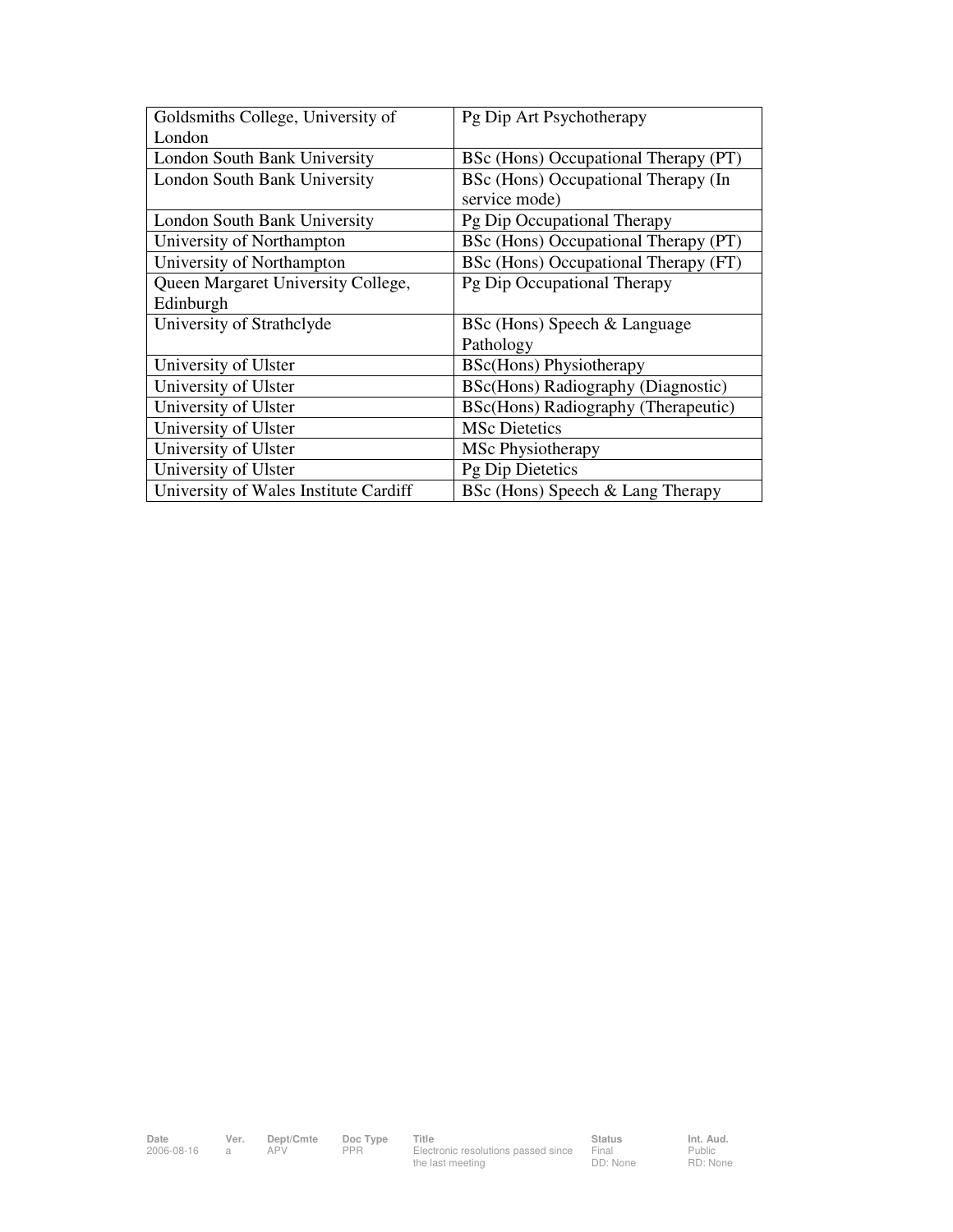| | |
|---|---|
| Goldsmiths College, University of London | Pg Dip Art Psychotherapy |
| London South Bank University | BSc (Hons) Occupational Therapy (PT) |
| London South Bank University | BSc (Hons) Occupational Therapy (In service mode) |
| London South Bank University | Pg Dip Occupational Therapy |
| University of Northampton | BSc (Hons) Occupational Therapy (PT) |
| University of Northampton | BSc (Hons) Occupational Therapy (FT) |
| Queen Margaret University College, Edinburgh | Pg Dip Occupational Therapy |
| University of Strathclyde | BSc (Hons) Speech & Language Pathology |
| University of Ulster | BSc(Hons) Physiotherapy |
| University of Ulster | BSc(Hons) Radiography (Diagnostic) |
| University of Ulster | BSc(Hons) Radiography (Therapeutic) |
| University of Ulster | MSc Dietetics |
| University of Ulster | MSc Physiotherapy |
| University of Ulster | Pg Dip Dietetics |
| University of Wales Institute Cardiff | BSc (Hons) Speech & Lang Therapy |